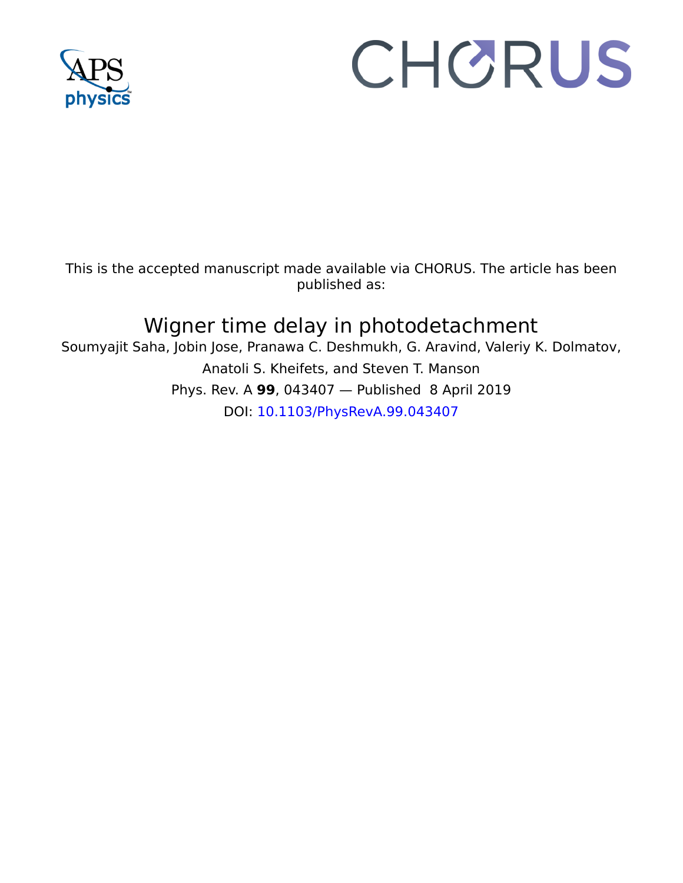This is the accepted manuscript made available via CHORUS. The article has been published as:

# Wigner time delay in photodetachment

Soumyajit Saha, Jobin Jose, Pranawa C. Deshmukh, G. Aravind, Valeriy K. Dolmatov, Anatoli S. Kheifets, and Steven T. Manson

Phys. Rev. A **99**, 043407 — Published 8 April 2019

DOI: 10.1103/PhysRevA.99.043407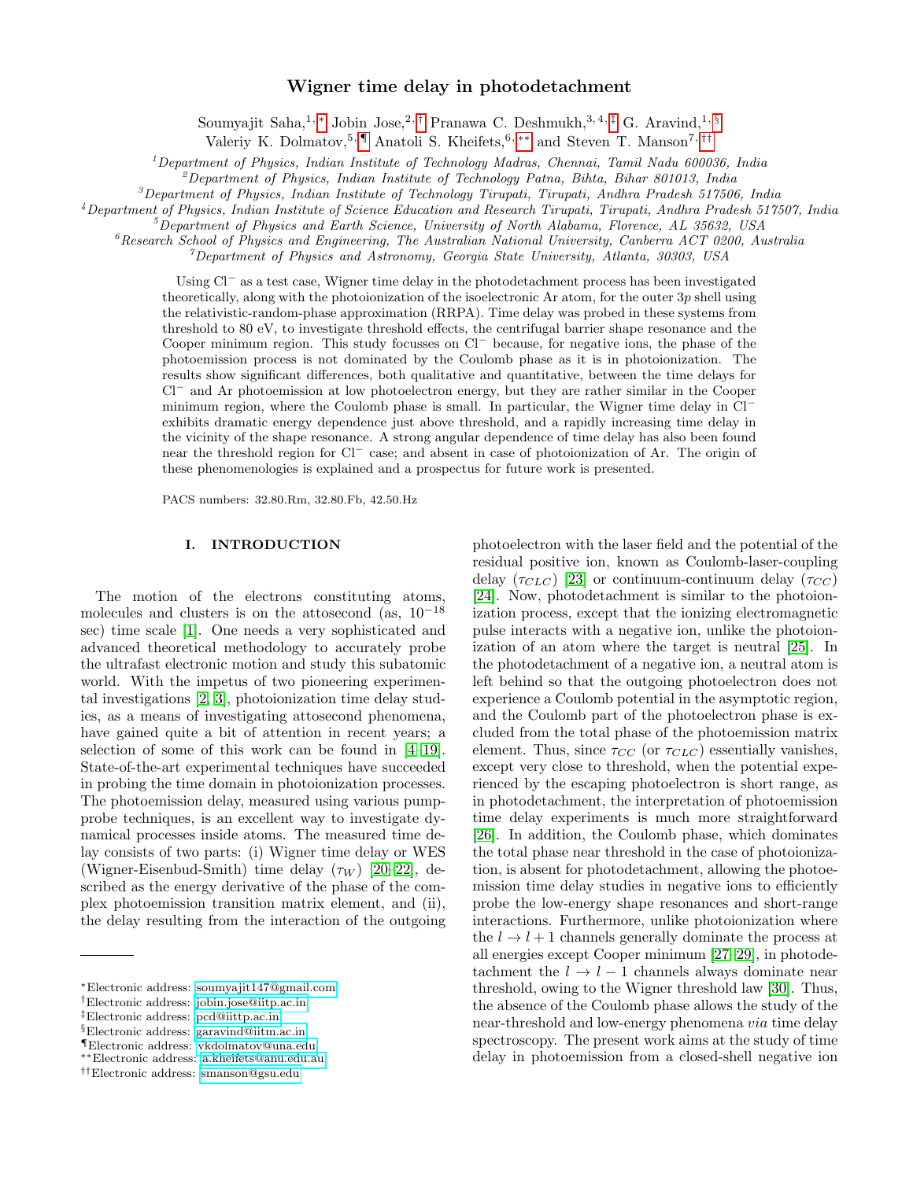# Wigner time delay in photodetachment

Soumyajit Saha,[1,*] Jobin Jose,[2,†] Pranawa C. Deshmukh,[3,4,‡] G. Aravind,[1,§] Valeriy K. Dolmatov,[5,¶] Anatoli S. Kheifets,[6,**] and Steven T. Manson[7,††]

[1]Department of Physics, Indian Institute of Technology Madras, Chennai, Tamil Nadu 600036, India
[2]Department of Physics, Indian Institute of Technology Patna, Bihta, Bihar 801013, India
[3]Department of Physics, Indian Institute of Technology Tirupati, Tirupati, Andhra Pradesh 517506, India
[4]Department of Physics, Indian Institute of Science Education and Research Tirupati, Tirupati, Andhra Pradesh 517507, India
[5]Department of Physics and Earth Science, University of North Alabama, Florence, AL 35632, USA
[6]Research School of Physics and Engineering, The Australian National University, Canberra ACT 0200, Australia
[7]Department of Physics and Astronomy, Georgia State University, Atlanta, 30303, USA

Using $Cl^-$ as a test case, Wigner time delay in the photodetachment process has been investigated theoretically, along with the photoionization of the isoelectronic Ar atom, for the outer $3p$ shell using the relativistic-random-phase approximation (RRPA). Time delay was probed in these systems from threshold to 80 eV, to investigate threshold effects, the centrifugal barrier shape resonance and the Cooper minimum region. This study focusses on $Cl^-$ because, for negative ions, the phase of the photoemission process is not dominated by the Coulomb phase as it is in photoionization. The results show significant differences, both qualitative and quantitative, between the time delays for $Cl^-$ and Ar photoemission at low photoelectron energy, but they are rather similar in the Cooper minimum region, where the Coulomb phase is small. In particular, the Wigner time delay in $Cl^-$ exhibits dramatic energy dependence just above threshold, and a rapidly increasing time delay in the vicinity of the shape resonance. A strong angular dependence of time delay has also been found near the threshold region for $Cl^-$ case; and absent in case of photoionization of Ar. The origin of these phenomenologies is explained and a prospectus for future work is presented.

PACS numbers: 32.80.Rm, 32.80.Fb, 42.50.Hz

## I. INTRODUCTION

The motion of the electrons constituting atoms, molecules and clusters is on the attosecond (as, $10^{-18}$ sec) time scale [1]. One needs a very sophisticated and advanced theoretical methodology to accurately probe the ultrafast electronic motion and study this subatomic world. With the impetus of two pioneering experimental investigations [2, 3], photoionization time delay studies, as a means of investigating attosecond phenomena, have gained quite a bit of attention in recent years; a selection of some of this work can be found in [4–19]. State-of-the-art experimental techniques have succeeded in probing the time domain in photoionization processes. The photoemission delay, measured using various pump-probe techniques, is an excellent way to investigate dynamical processes inside atoms. The measured time delay consists of two parts: (i) Wigner time delay or WES (Wigner-Eisenbud-Smith) time delay ($\tau_W$) [20–22], described as the energy derivative of the phase of the complex photoemission transition matrix element, and (ii), the delay resulting from the interaction of the outgoing photoelectron with the laser field and the potential of the residual positive ion, known as Coulomb-laser-coupling delay ($\tau_{CLC}$) [23] or continuum-continuum delay ($\tau_{CC}$) [24]. Now, photodetachment is similar to the photoionization process, except that the ionizing electromagnetic pulse interacts with a negative ion, unlike the photoionization of an atom where the target is neutral [25]. In the photodetachment of a negative ion, a neutral atom is left behind so that the outgoing photoelectron does not experience a Coulomb potential in the asymptotic region, and the Coulomb part of the photoelectron phase is excluded from the total phase of the photoemission matrix element. Thus, since $\tau_{CC}$ (or $\tau_{CLC}$) essentially vanishes, except very close to threshold, when the potential experienced by the escaping photoelectron is short range, as in photodetachment, the interpretation of photoemission time delay experiments is much more straightforward [26]. In addition, the Coulomb phase, which dominates the total phase near threshold in the case of photoionization, is absent for photodetachment, allowing the photoemission time delay studies in negative ions to efficiently probe the low-energy shape resonances and short-range interactions. Furthermore, unlike photoionization where the $l \to l+1$ channels generally dominate the process at all energies except Cooper minimum [27–29], in photodetachment the $l \to l-1$ channels always dominate near threshold, owing to the Wigner threshold law [30]. Thus, the absence of the Coulomb phase allows the study of the near-threshold and low-energy phenomena *via* time delay spectroscopy. The present work aims at the study of time delay in photoemission from a closed-shell negative ion

*Electronic address: soumyajit147@gmail.com
†Electronic address: jobin.jose@iitp.ac.in
‡Electronic address: pcd@iittp.ac.in
§Electronic address: garavind@iitm.ac.in
¶Electronic address: vkdolmatov@una.edu
**Electronic address: a.kheifets@anu.edu.au
††Electronic address: smanson@gsu.edu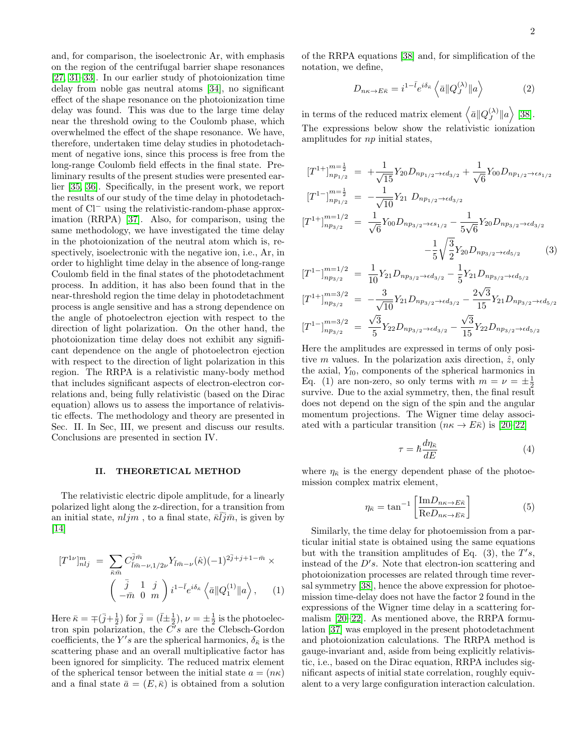and, for comparison, the isoelectronic Ar, with emphasis on the region of the centrifugal barrier shape resonances [27, 31–33]. In our earlier study of photoionization time delay from noble gas neutral atoms [34], no significant effect of the shape resonance on the photoionization time delay was found. This was due to the large time delay near the threshold owing to the Coulomb phase, which overwhelmed the effect of the shape resonance. We have, therefore, undertaken time delay studies in photodetachment of negative ions, since this process is free from the long-range Coulomb field effects in the final state. Preliminary results of the present studies were presented earlier [35, 36]. Specifically, in the present work, we report the results of our study of the time delay in photodetachment of $Cl^-$ using the relativistic-random-phase approximation (RRPA) [37]. Also, for comparison, using the same methodology, we have investigated the time delay in the photoionization of the neutral atom which is, respectively, isoelectronic with the negative ion, i.e., Ar, in order to highlight time delay in the absence of long-range Coulomb field in the final states of the photodetachment process. In addition, it has also been found that in the near-threshold region the time delay in photodetachment process is angle sensitive and has a strong dependence on the angle of photoelectron ejection with respect to the direction of light polarization. On the other hand, the photoionization time delay does not exhibit any significant dependence on the angle of photoelectron ejection with respect to the direction of light polarization in this region. The RRPA is a relativistic many-body method that includes significant aspects of electron-electron correlations and, being fully relativistic (based on the Dirac equation) allows us to assess the importance of relativistic effects. The methodology and theory are presented in Sec. II. In Sec, III, we present and discuss our results. Conclusions are presented in section IV.

## II. THEORETICAL METHOD

The relativistic electric dipole amplitude, for a linearly polarized light along the z-direction, for a transition from an initial state, $nljm$ , to a final state, $\bar{\kappa}\bar{l}\bar{j}\bar{m}$, is given by [14]

$$
[T^{1\nu}]^{m}_{nlj} = \sum_{\bar{\kappa}\bar{m}} C^{\bar{j}\bar{m}}_{\bar{l}\bar{m}-\nu,1/2\nu} Y_{\bar{l}\bar{m}-\nu}(\hat{\kappa})(-1)^{2\bar{j}+j+1-\bar{m}} \times \begin{pmatrix} \bar{j} & 1 & j \\ -\bar{m} & 0 & m \end{pmatrix} i^{1-\bar{l}} e^{i\delta_{\bar{\kappa}}} \left\langle \bar{a} \| Q^{(1)}_1 \| a \right\rangle, \quad (1)
$$

Here $\bar{\kappa} = \mp(\bar{j}+\frac{1}{2})$ for $\bar{j} = (\bar{l}\pm\frac{1}{2})$, $\nu = \pm\frac{1}{2}$ is the photoelectron spin polarization, the $C's$ are the Clebsch-Gordon coefficients, the $Y's$ are the spherical harmonics, $\delta_{\bar{\kappa}}$ is the scattering phase and an overall multiplicative factor has been ignored for simplicity. The reduced matrix element of the spherical tensor between the initial state $a = (n\kappa)$ and a final state $\bar{a} = (E, \bar{\kappa})$ is obtained from a solution of the RRPA equations [38] and, for simplification of the notation, we define,

$$
D_{n\kappa \to E\bar{\kappa}} = i^{1-\bar{l}} e^{i\delta_{\bar{\kappa}}} \left\langle \bar{a} \| Q^{(\lambda)}_J \| a \right\rangle \quad (2)
$$

in terms of the reduced matrix element $\left\langle \bar{a} \| Q^{(\lambda)}_J \| a \right\rangle$ [38]. The expressions below show the relativistic ionization amplitudes for $np$ initial states,

$$
\begin{aligned}
[T^{1+}]^{m=\frac{1}{2}}_{np_{1/2}} &= +\frac{1}{\sqrt{15}} Y_{20} D_{np_{1/2}\to\epsilon d_{3/2}} + \frac{1}{\sqrt{6}} Y_{00} D_{np_{1/2}\to\epsilon s_{1/2}} \\
[T^{1-}]^{m=\frac{1}{2}}_{np_{1/2}} &= -\frac{1}{\sqrt{10}} Y_{21}\ D_{np_{1/2}\to\epsilon d_{3/2}} \\
[T^{1+}]^{m=1/2}_{np_{3/2}} &= \frac{1}{\sqrt{6}} Y_{00} D_{np_{3/2}\to\epsilon s_{1/2}} - \frac{1}{5\sqrt{6}} Y_{20} D_{np_{3/2}\to\epsilon d_{3/2}} \\
&\quad -\frac{1}{5}\sqrt{\frac{3}{2}} Y_{20} D_{np_{3/2}\to\epsilon d_{5/2}} \quad (3) \\
[T^{1-}]^{m=1/2}_{np_{3/2}} &= \frac{1}{10} Y_{21} D_{np_{3/2}\to\epsilon d_{3/2}} - \frac{1}{5} Y_{21} D_{np_{3/2}\to\epsilon d_{5/2}} \\
[T^{1+}]^{m=3/2}_{np_{3/2}} &= -\frac{3}{\sqrt{10}} Y_{21} D_{np_{3/2}\to\epsilon d_{3/2}} - \frac{2\sqrt{3}}{15} Y_{21} D_{np_{3/2}\to\epsilon d_{5/2}} \\
[T^{1-}]^{m=3/2}_{np_{3/2}} &= \frac{\sqrt{3}}{5} Y_{22} D_{np_{3/2}\to\epsilon d_{3/2}} - \frac{\sqrt{3}}{15} Y_{22} D_{np_{3/2}\to\epsilon d_{5/2}}
\end{aligned}
$$

Here the amplitudes are expressed in terms of only positive $m$ values. In the polarization axis direction, $\hat{z}$, only the axial, $Y_{l0}$, components of the spherical harmonics in Eq. (1) are non-zero, so only terms with $m = \nu = \pm\frac{1}{2}$ survive. Due to the axial symmetry, then, the final result does not depend on the sign of the spin and the angular momentum projections. The Wigner time delay associated with a particular transition ($n\kappa \to E\bar{\kappa}$) is [20–22]

$$
\tau = \hbar \frac{d\eta_{\bar{\kappa}}}{dE} \quad (4)
$$

where $\eta_{\bar{\kappa}}$ is the energy dependent phase of the photoemission complex matrix element,

$$
\eta_{\bar{\kappa}} = \tan^{-1}\left[\frac{\mathrm{Im} D_{n\kappa\to E\bar{\kappa}}}{\mathrm{Re} D_{n\kappa\to E\bar{\kappa}}}\right] \quad (5)
$$

Similarly, the time delay for photoemission from a particular initial state is obtained using the same equations but with the transition amplitudes of Eq. (3), the $T's$, instead of the $D's$. Note that electron-ion scattering and photoionization processes are related through time reversal symmetry [38], hence the above expression for photoemission time-delay does not have the factor 2 found in the expressions of the Wigner time delay in a scattering formalism [20–22]. As mentioned above, the RRPA formulation [37] was employed in the present photodetachment and photoionization calculations. The RRPA method is gauge-invariant and, aside from being explicitly relativistic, i.e., based on the Dirac equation, RRPA includes significant aspects of initial state correlation, roughly equivalent to a very large configuration interaction calculation.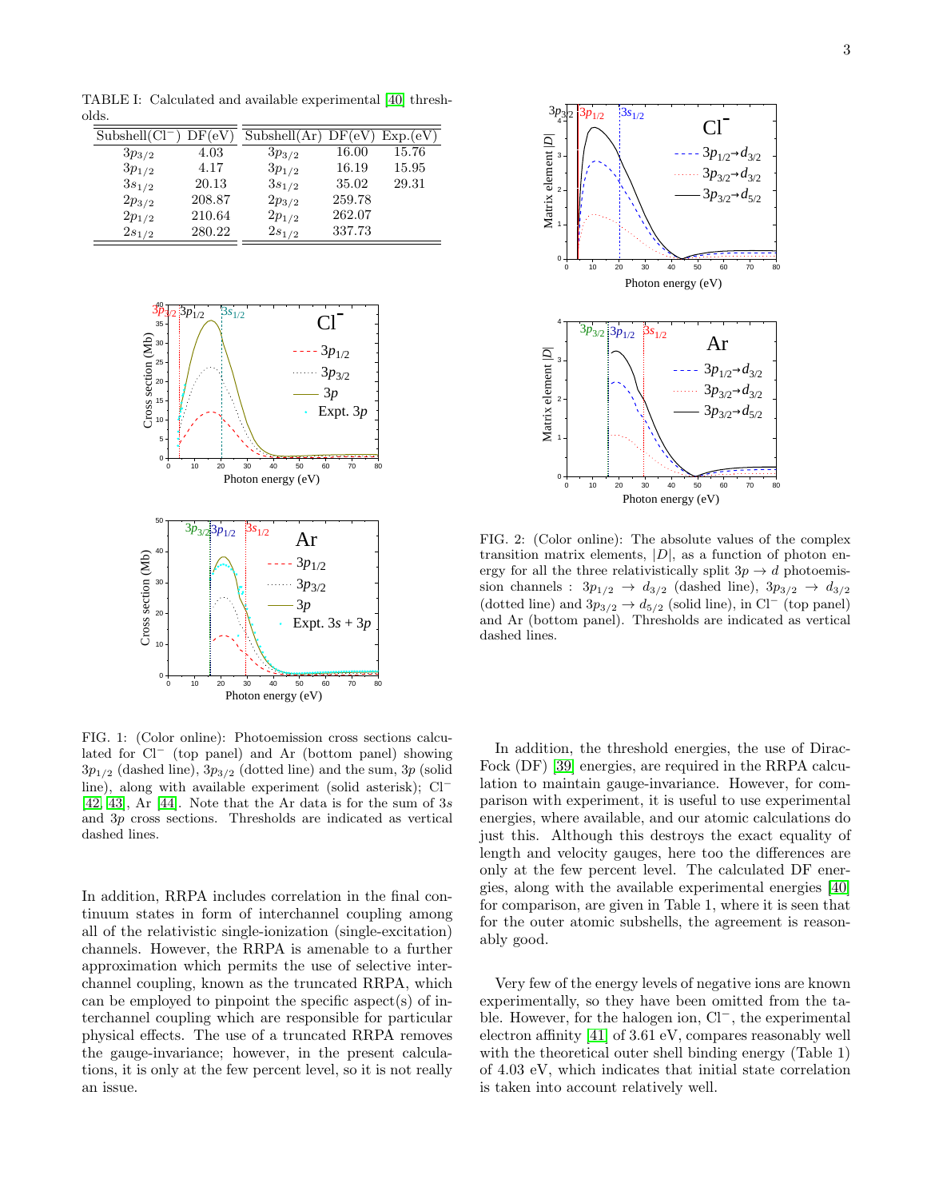TABLE I: Calculated and available experimental [40] thresholds.

| Subshell($Cl^-$) | DF(eV) | Subshell(Ar) | DF(eV) | Exp.(eV) |
|---|---|---|---|---|
| $3p_{3/2}$ | 4.03 | $3p_{3/2}$ | 16.00 | 15.76 |
| $3p_{1/2}$ | 4.17 | $3p_{1/2}$ | 16.19 | 15.95 |
| $3s_{1/2}$ | 20.13 | $3s_{1/2}$ | 35.02 | 29.31 |
| $2p_{3/2}$ | 208.87 | $2p_{3/2}$ | 259.78 | |
| $2p_{1/2}$ | 210.64 | $2p_{1/2}$ | 262.07 | |
| $2s_{1/2}$ | 280.22 | $2s_{1/2}$ | 337.73 | |

FIG. 1: (Color online): Photoemission cross sections calculated for $Cl^-$ (top panel) and Ar (bottom panel) showing $3p_{1/2}$ (dashed line), $3p_{3/2}$ (dotted line) and the sum, $3p$ (solid line), along with available experiment (solid asterisk); $Cl^-$ [42, 43], Ar [44]. Note that the Ar data is for the sum of $3s$ and $3p$ cross sections. Thresholds are indicated as vertical dashed lines.

In addition, RRPA includes correlation in the final continuum states in form of interchannel coupling among all of the relativistic single-ionization (single-excitation) channels. However, the RRPA is amenable to a further approximation which permits the use of selective interchannel coupling, known as the truncated RRPA, which can be employed to pinpoint the specific aspect(s) of interchannel coupling which are responsible for particular physical effects. The use of a truncated RRPA removes the gauge-invariance; however, in the present calculations, it is only at the few percent level, so it is not really an issue.

FIG. 2: (Color online): The absolute values of the complex transition matrix elements, $|D|$, as a function of photon energy for all the three relativistically split $3p \to d$ photoemission channels : $3p_{1/2} \to d_{3/2}$ (dashed line), $3p_{3/2} \to d_{3/2}$ (dotted line) and $3p_{3/2} \to d_{5/2}$ (solid line), in $Cl^-$ (top panel) and Ar (bottom panel). Thresholds are indicated as vertical dashed lines.

In addition, the threshold energies, the use of Dirac-Fock (DF) [39] energies, are required in the RRPA calculation to maintain gauge-invariance. However, for comparison with experiment, it is useful to use experimental energies, where available, and our atomic calculations do just this. Although this destroys the exact equality of length and velocity gauges, here too the differences are only at the few percent level. The calculated DF energies, along with the available experimental energies [40] for comparison, are given in Table 1, where it is seen that for the outer atomic subshells, the agreement is reasonably good.

Very few of the energy levels of negative ions are known experimentally, so they have been omitted from the table. However, for the halogen ion, $Cl^-$, the experimental electron affinity [41] of 3.61 eV, compares reasonably well with the theoretical outer shell binding energy (Table 1) of 4.03 eV, which indicates that initial state correlation is taken into account relatively well.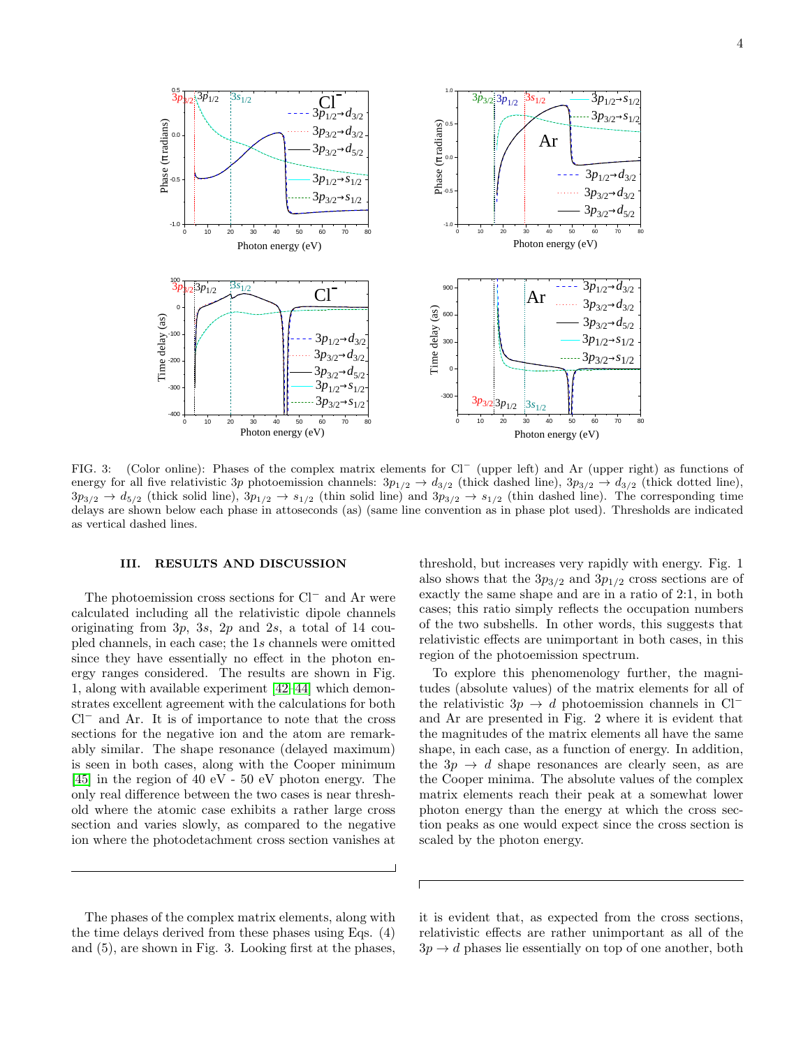FIG. 3: (Color online): Phases of the complex matrix elements for $Cl^-$ (upper left) and Ar (upper right) as functions of energy for all five relativistic $3p$ photoemission channels: $3p_{1/2} \rightarrow d_{3/2}$ (thick dashed line), $3p_{3/2} \rightarrow d_{3/2}$ (thick dotted line), $3p_{3/2} \rightarrow d_{5/2}$ (thick solid line), $3p_{1/2} \rightarrow s_{1/2}$ (thin solid line) and $3p_{3/2} \rightarrow s_{1/2}$ (thin dashed line). The corresponding time delays are shown below each phase in attoseconds (as) (same line convention as in phase plot used). Thresholds are indicated as vertical dashed lines.

## III. RESULTS AND DISCUSSION

The photoemission cross sections for $Cl^-$ and Ar were calculated including all the relativistic dipole channels originating from $3p$, $3s$, $2p$ and $2s$, a total of 14 coupled channels, in each case; the $1s$ channels were omitted since they have essentially no effect in the photon energy ranges considered. The results are shown in Fig. 1, along with available experiment [42–44] which demonstrates excellent agreement with the calculations for both $Cl^-$ and Ar. It is of importance to note that the cross sections for the negative ion and the atom are remarkably similar. The shape resonance (delayed maximum) is seen in both cases, along with the Cooper minimum [45] in the region of 40 eV - 50 eV photon energy. The only real difference between the two cases is near threshold where the atomic case exhibits a rather large cross section and varies slowly, as compared to the negative ion where the photodetachment cross section vanishes at threshold, but increases very rapidly with energy. Fig. 1 also shows that the $3p_{3/2}$ and $3p_{1/2}$ cross sections are of exactly the same shape and are in a ratio of 2:1, in both cases; this ratio simply reflects the occupation numbers of the two subshells. In other words, this suggests that relativistic effects are unimportant in both cases, in this region of the photoemission spectrum.

To explore this phenomenology further, the magnitudes (absolute values) of the matrix elements for all of the relativistic $3p \rightarrow d$ photoemission channels in $Cl^-$ and Ar are presented in Fig. 2 where it is evident that the magnitudes of the matrix elements all have the same shape, in each case, as a function of energy. In addition, the $3p \rightarrow d$ shape resonances are clearly seen, as are the Cooper minima. The absolute values of the complex matrix elements reach their peak at a somewhat lower photon energy than the energy at which the cross section peaks as one would expect since the cross section is scaled by the photon energy.

The phases of the complex matrix elements, along with the time delays derived from these phases using Eqs. (4) and (5), are shown in Fig. 3. Looking first at the phases, it is evident that, as expected from the cross sections, relativistic effects are rather unimportant as all of the $3p \rightarrow d$ phases lie essentially on top of one another, both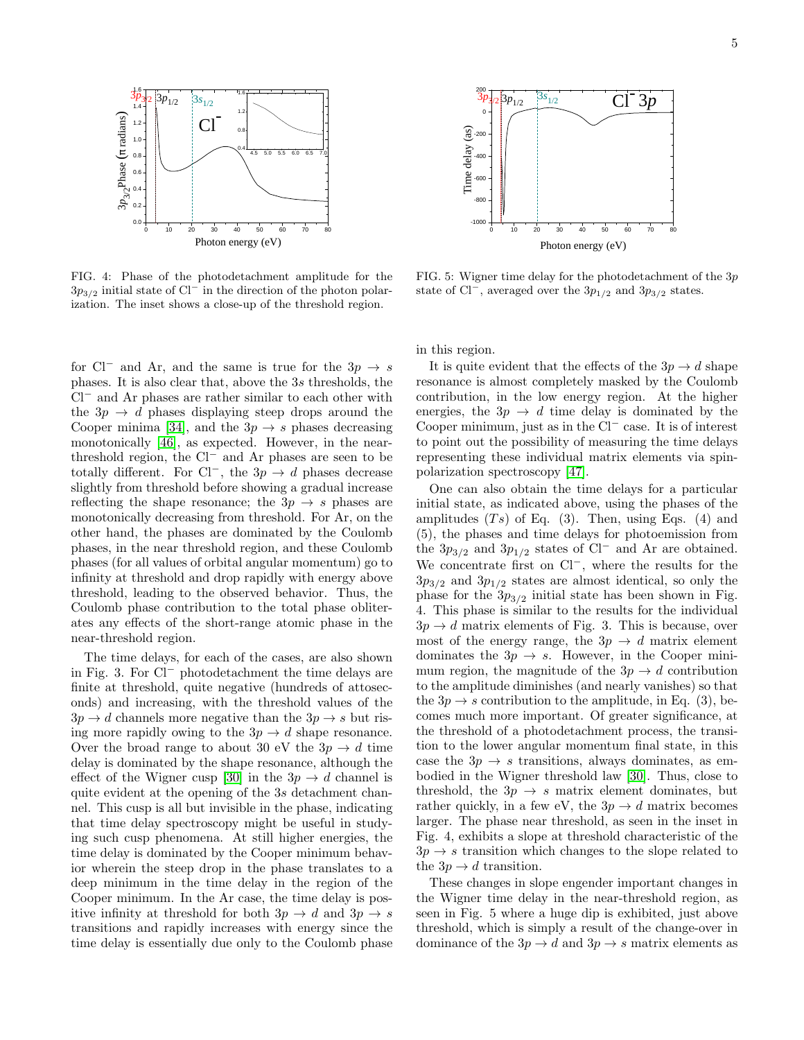FIG. 4: Phase of the photodetachment amplitude for the $3p_{3/2}$ initial state of Cl$^-$ in the direction of the photon polarization. The inset shows a close-up of the threshold region.

FIG. 5: Wigner time delay for the photodetachment of the $3p$ state of Cl$^-$, averaged over the $3p_{1/2}$ and $3p_{3/2}$ states.

for Cl$^-$ and Ar, and the same is true for the $3p \rightarrow s$ phases. It is also clear that, above the $3s$ thresholds, the Cl$^-$ and Ar phases are rather similar to each other with the $3p \rightarrow d$ phases displaying steep drops around the Cooper minima [34], and the $3p \rightarrow s$ phases decreasing monotonically [46], as expected. However, in the near-threshold region, the Cl$^-$ and Ar phases are seen to be totally different. For Cl$^-$, the $3p \rightarrow d$ phases decrease slightly from threshold before showing a gradual increase reflecting the shape resonance; the $3p \rightarrow s$ phases are monotonically decreasing from threshold. For Ar, on the other hand, the phases are dominated by the Coulomb phases, in the near threshold region, and these Coulomb phases (for all values of orbital angular momentum) go to infinity at threshold and drop rapidly with energy above threshold, leading to the observed behavior. Thus, the Coulomb phase contribution to the total phase obliterates any effects of the short-range atomic phase in the near-threshold region.

The time delays, for each of the cases, are also shown in Fig. 3. For Cl$^-$ photodetachment the time delays are finite at threshold, quite negative (hundreds of attoseconds) and increasing, with the threshold values of the $3p \rightarrow d$ channels more negative than the $3p \rightarrow s$ but rising more rapidly owing to the $3p \rightarrow d$ shape resonance. Over the broad range to about 30 eV the $3p \rightarrow d$ time delay is dominated by the shape resonance, although the effect of the Wigner cusp [30] in the $3p \rightarrow d$ channel is quite evident at the opening of the $3s$ detachment channel. This cusp is all but invisible in the phase, indicating that time delay spectroscopy might be useful in studying such cusp phenomena. At still higher energies, the time delay is dominated by the Cooper minimum behavior wherein the steep drop in the phase translates to a deep minimum in the time delay in the region of the Cooper minimum. In the Ar case, the time delay is positive infinity at threshold for both $3p \rightarrow d$ and $3p \rightarrow s$ transitions and rapidly increases with energy since the time delay is essentially due only to the Coulomb phase in this region.

It is quite evident that the effects of the $3p \rightarrow d$ shape resonance is almost completely masked by the Coulomb contribution, in the low energy region. At the higher energies, the $3p \rightarrow d$ time delay is dominated by the Cooper minimum, just as in the Cl$^-$ case. It is of interest to point out the possibility of measuring the time delays representing these individual matrix elements via spin-polarization spectroscopy [47].

One can also obtain the time delays for a particular initial state, as indicated above, using the phases of the amplitudes ($Ts$) of Eq. (3). Then, using Eqs. (4) and (5), the phases and time delays for photoemission from the $3p_{3/2}$ and $3p_{1/2}$ states of Cl$^-$ and Ar are obtained. We concentrate first on Cl$^-$, where the results for the $3p_{3/2}$ and $3p_{1/2}$ states are almost identical, so only the phase for the $3p_{3/2}$ initial state has been shown in Fig. 4. This phase is similar to the results for the individual $3p \rightarrow d$ matrix elements of Fig. 3. This is because, over most of the energy range, the $3p \rightarrow d$ matrix element dominates the $3p \rightarrow s$. However, in the Cooper minimum region, the magnitude of the $3p \rightarrow d$ contribution to the amplitude diminishes (and nearly vanishes) so that the $3p \rightarrow s$ contribution to the amplitude, in Eq. (3), becomes much more important. Of greater significance, at the threshold of a photodetachment process, the transition to the lower angular momentum final state, in this case the $3p \rightarrow s$ transitions, always dominates, as embodied in the Wigner threshold law [30]. Thus, close to threshold, the $3p \rightarrow s$ matrix element dominates, but rather quickly, in a few eV, the $3p \rightarrow d$ matrix becomes larger. The phase near threshold, as seen in the inset in Fig. 4, exhibits a slope at threshold characteristic of the $3p \rightarrow s$ transition which changes to the slope related to the $3p \rightarrow d$ transition.

These changes in slope engender important changes in the Wigner time delay in the near-threshold region, as seen in Fig. 5 where a huge dip is exhibited, just above threshold, which is simply a result of the change-over in dominance of the $3p \rightarrow d$ and $3p \rightarrow s$ matrix elements as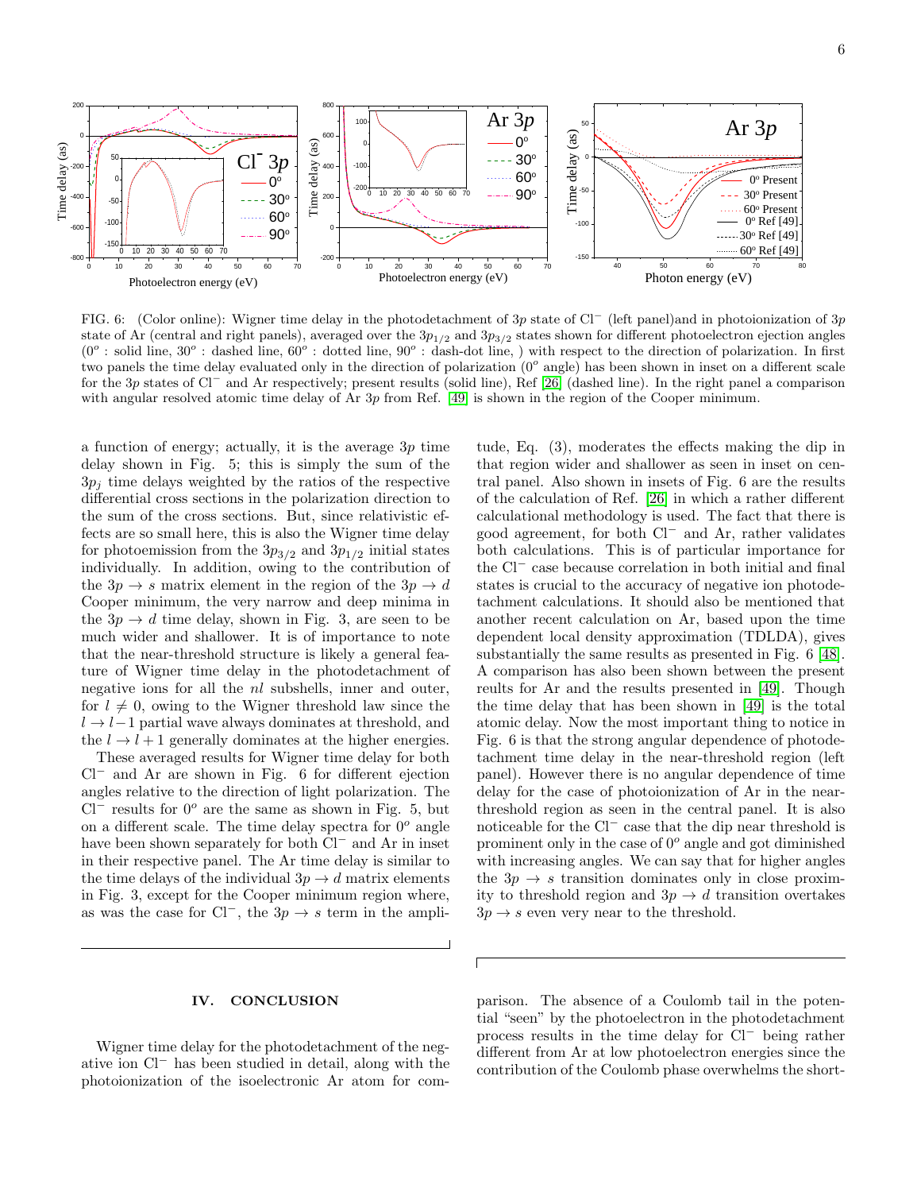FIG. 6: (Color online): Wigner time delay in the photodetachment of $3p$ state of $Cl^-$ (left panel)and in photoionization of $3p$ state of Ar (central and right panels), averaged over the $3p_{1/2}$ and $3p_{3/2}$ states shown for different photoelectron ejection angles ($0^o$ : solid line, $30^o$ : dashed line, $60^o$ : dotted line, $90^o$ : dash-dot line, ) with respect to the direction of polarization. In first two panels the time delay evaluated only in the direction of polarization ($0^o$ angle) has been shown in inset on a different scale for the $3p$ states of $Cl^-$ and Ar respectively; present results (solid line), Ref [26] (dashed line). In the right panel a comparison with angular resolved atomic time delay of Ar $3p$ from Ref. [49] is shown in the region of the Cooper minimum.

a function of energy; actually, it is the average $3p$ time delay shown in Fig. 5; this is simply the sum of the $3p_j$ time delays weighted by the ratios of the respective differential cross sections in the polarization direction to the sum of the cross sections. But, since relativistic effects are so small here, this is also the Wigner time delay for photoemission from the $3p_{3/2}$ and $3p_{1/2}$ initial states individually. In addition, owing to the contribution of the $3p \to s$ matrix element in the region of the $3p \to d$ Cooper minimum, the very narrow and deep minima in the $3p \to d$ time delay, shown in Fig. 3, are seen to be much wider and shallower. It is of importance to note that the near-threshold structure is likely a general feature of Wigner time delay in the photodetachment of negative ions for all the $nl$ subshells, inner and outer, for $l \neq 0$, owing to the Wigner threshold law since the $l \to l-1$ partial wave always dominates at threshold, and the $l \to l+1$ generally dominates at the higher energies.

These averaged results for Wigner time delay for both $Cl^-$ and Ar are shown in Fig. 6 for different ejection angles relative to the direction of light polarization. The $Cl^-$ results for $0^o$ are the same as shown in Fig. 5, but on a different scale. The time delay spectra for $0^o$ angle have been shown separately for both $Cl^-$ and Ar in inset in their respective panel. The Ar time delay is similar to the time delays of the individual $3p \to d$ matrix elements in Fig. 3, except for the Cooper minimum region where, as was the case for $Cl^-$, the $3p \to s$ term in the amplitude, Eq. (3), moderates the effects making the dip in that region wider and shallower as seen in inset on central panel. Also shown in insets of Fig. 6 are the results of the calculation of Ref. [26] in which a rather different calculational methodology is used. The fact that there is good agreement, for both $Cl^-$ and Ar, rather validates both calculations. This is of particular importance for the $Cl^-$ case because correlation in both initial and final states is crucial to the accuracy of negative ion photodetachment calculations. It should also be mentioned that another recent calculation on Ar, based upon the time dependent local density approximation (TDLDA), gives substantially the same results as presented in Fig. 6 [48]. A comparison has also been shown between the present reults for Ar and the results presented in [49]. Though the time delay that has been shown in [49] is the total atomic delay. Now the most important thing to notice in Fig. 6 is that the strong angular dependence of photodetachment time delay in the near-threshold region (left panel). However there is no angular dependence of time delay for the case of photoionization of Ar in the near-threshold region as seen in the central panel. It is also noticeable for the $Cl^-$ case that the dip near threshold is prominent only in the case of $0^o$ angle and got diminished with increasing angles. We can say that for higher angles the $3p \to s$ transition dominates only in close proximity to threshold region and $3p \to d$ transition overtakes $3p \to s$ even very near to the threshold.

## IV. CONCLUSION

Wigner time delay for the photodetachment of the negative ion $Cl^-$ has been studied in detail, along with the photoionization of the isoelectronic Ar atom for comparison. The absence of a Coulomb tail in the potential "seen" by the photoelectron in the photodetachment process results in the time delay for $Cl^-$ being rather different from Ar at low photoelectron energies since the contribution of the Coulomb phase overwhelms the short-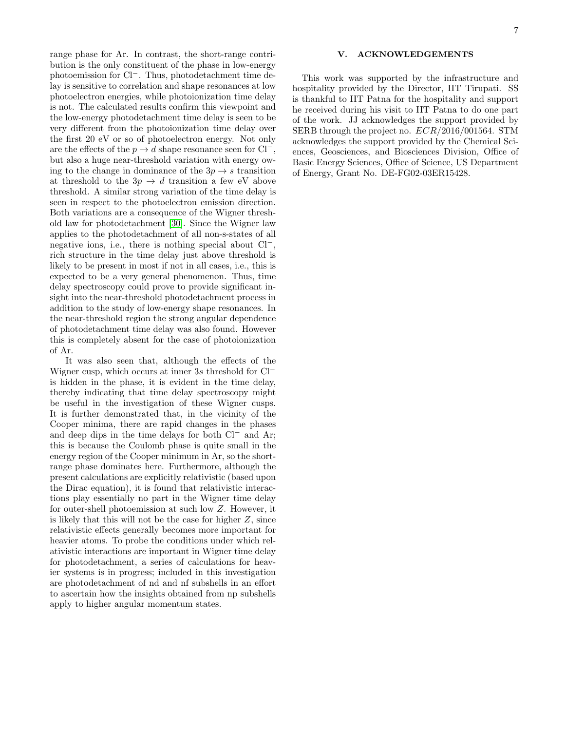range phase for Ar. In contrast, the short-range contribution is the only constituent of the phase in low-energy photoemission for $Cl^-$. Thus, photodetachment time delay is sensitive to correlation and shape resonances at low photoelectron energies, while photoionization time delay is not. The calculated results confirm this viewpoint and the low-energy photodetachment time delay is seen to be very different from the photoionization time delay over the first 20 eV or so of photoelectron energy. Not only are the effects of the $p \to d$ shape resonance seen for $Cl^-$, but also a huge near-threshold variation with energy owing to the change in dominance of the $3p \to s$ transition at threshold to the $3p \to d$ transition a few eV above threshold. A similar strong variation of the time delay is seen in respect to the photoelectron emission direction. Both variations are a consequence of the Wigner threshold law for photodetachment [30]. Since the Wigner law applies to the photodetachment of all non-s-states of all negative ions, i.e., there is nothing special about $Cl^-$, rich structure in the time delay just above threshold is likely to be present in most if not in all cases, i.e., this is expected to be a very general phenomenon. Thus, time delay spectroscopy could prove to provide significant insight into the near-threshold photodetachment process in addition to the study of low-energy shape resonances. In the near-threshold region the strong angular dependence of photodetachment time delay was also found. However this is completely absent for the case of photoionization of Ar.

It was also seen that, although the effects of the Wigner cusp, which occurs at inner $3s$ threshold for $Cl^-$ is hidden in the phase, it is evident in the time delay, thereby indicating that time delay spectroscopy might be useful in the investigation of these Wigner cusps. It is further demonstrated that, in the vicinity of the Cooper minima, there are rapid changes in the phases and deep dips in the time delays for both $Cl^-$ and Ar; this is because the Coulomb phase is quite small in the energy region of the Cooper minimum in Ar, so the short-range phase dominates here. Furthermore, although the present calculations are explicitly relativistic (based upon the Dirac equation), it is found that relativistic interactions play essentially no part in the Wigner time delay for outer-shell photoemission at such low $Z$. However, it is likely that this will not be the case for higher $Z$, since relativistic effects generally becomes more important for heavier atoms. To probe the conditions under which relativistic interactions are important in Wigner time delay for photodetachment, a series of calculations for heavier systems is in progress; included in this investigation are photodetachment of nd and nf subshells in an effort to ascertain how the insights obtained from np subshells apply to higher angular momentum states.

## V. ACKNOWLEDGEMENTS

This work was supported by the infrastructure and hospitality provided by the Director, IIT Tirupati. SS is thankful to IIT Patna for the hospitality and support he received during his visit to IIT Patna to do one part of the work. JJ acknowledges the support provided by SERB through the project no. $ECR/2016/001564$. STM acknowledges the support provided by the Chemical Sciences, Geosciences, and Biosciences Division, Office of Basic Energy Sciences, Office of Science, US Department of Energy, Grant No. DE-FG02-03ER15428.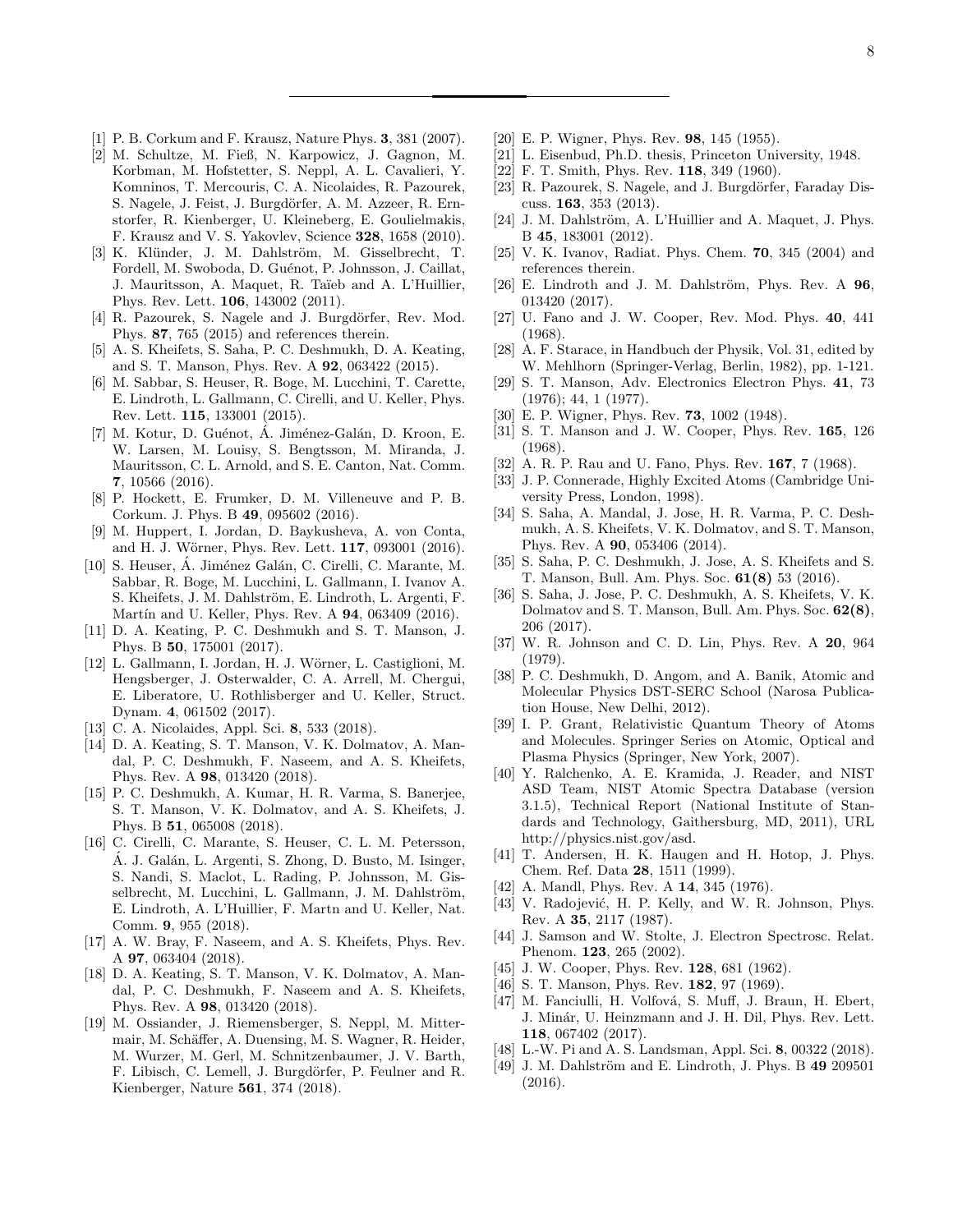[1] P. B. Corkum and F. Krausz, Nature Phys. **3**, 381 (2007).

[2] M. Schultze, M. Fieß, N. Karpowicz, J. Gagnon, M. Korbman, M. Hofstetter, S. Neppl, A. L. Cavalieri, Y. Komninos, T. Mercouris, C. A. Nicolaides, R. Pazourek, S. Nagele, J. Feist, J. Burgdörfer, A. M. Azzeer, R. Ernstorfer, R. Kienberger, U. Kleineberg, E. Goulielmakis, F. Krausz and V. S. Yakovlev, Science **328**, 1658 (2010).

[3] K. Klünder, J. M. Dahlström, M. Gisselbrecht, T. Fordell, M. Swoboda, D. Guénot, P. Johnsson, J. Caillat, J. Mauritsson, A. Maquet, R. Taïeb and A. L'Huillier, Phys. Rev. Lett. **106**, 143002 (2011).

[4] R. Pazourek, S. Nagele and J. Burgdörfer, Rev. Mod. Phys. **87**, 765 (2015) and references therein.

[5] A. S. Kheifets, S. Saha, P. C. Deshmukh, D. A. Keating, and S. T. Manson, Phys. Rev. A **92**, 063422 (2015).

[6] M. Sabbar, S. Heuser, R. Boge, M. Lucchini, T. Carette, E. Lindroth, L. Gallmann, C. Cirelli, and U. Keller, Phys. Rev. Lett. **115**, 133001 (2015).

[7] M. Kotur, D. Guénot, Á. Jiménez-Galán, D. Kroon, E. W. Larsen, M. Louisy, S. Bengtsson, M. Miranda, J. Mauritsson, C. L. Arnold, and S. E. Canton, Nat. Comm. **7**, 10566 (2016).

[8] P. Hockett, E. Frumker, D. M. Villeneuve and P. B. Corkum. J. Phys. B **49**, 095602 (2016).

[9] M. Huppert, I. Jordan, D. Baykusheva, A. von Conta, and H. J. Wörner, Phys. Rev. Lett. **117**, 093001 (2016).

[10] S. Heuser, Á. Jiménez Galán, C. Cirelli, C. Marante, M. Sabbar, R. Boge, M. Lucchini, L. Gallmann, I. Ivanov A. S. Kheifets, J. M. Dahlström, E. Lindroth, L. Argenti, F. Martín and U. Keller, Phys. Rev. A **94**, 063409 (2016).

[11] D. A. Keating, P. C. Deshmukh and S. T. Manson, J. Phys. B **50**, 175001 (2017).

[12] L. Gallmann, I. Jordan, H. J. Wörner, L. Castiglioni, M. Hengsberger, J. Osterwalder, C. A. Arrell, M. Chergui, E. Liberatore, U. Rothlisberger and U. Keller, Struct. Dynam. **4**, 061502 (2017).

[13] C. A. Nicolaides, Appl. Sci. **8**, 533 (2018).

[14] D. A. Keating, S. T. Manson, V. K. Dolmatov, A. Mandal, P. C. Deshmukh, F. Naseem, and A. S. Kheifets, Phys. Rev. A **98**, 013420 (2018).

[15] P. C. Deshmukh, A. Kumar, H. R. Varma, S. Banerjee, S. T. Manson, V. K. Dolmatov, and A. S. Kheifets, J. Phys. B **51**, 065008 (2018).

[16] C. Cirelli, C. Marante, S. Heuser, C. L. M. Petersson, Á. J. Galán, L. Argenti, S. Zhong, D. Busto, M. Isinger, S. Nandi, S. Maclot, L. Rading, P. Johnsson, M. Gisselbrecht, M. Lucchini, L. Gallmann, J. M. Dahlström, E. Lindroth, A. L'Huillier, F. Martn and U. Keller, Nat. Comm. **9**, 955 (2018).

[17] A. W. Bray, F. Naseem, and A. S. Kheifets, Phys. Rev. A **97**, 063404 (2018).

[18] D. A. Keating, S. T. Manson, V. K. Dolmatov, A. Mandal, P. C. Deshmukh, F. Naseem and A. S. Kheifets, Phys. Rev. A **98**, 013420 (2018).

[19] M. Ossiander, J. Riemensberger, S. Neppl, M. Mittermair, M. Schäffer, A. Duensing, M. S. Wagner, R. Heider, M. Wurzer, M. Gerl, M. Schnitzenbaumer, J. V. Barth, F. Libisch, C. Lemell, J. Burgdörfer, P. Feulner and R. Kienberger, Nature **561**, 374 (2018).

[20] E. P. Wigner, Phys. Rev. **98**, 145 (1955).

[21] L. Eisenbud, Ph.D. thesis, Princeton University, 1948.

[22] F. T. Smith, Phys. Rev. **118**, 349 (1960).

[23] R. Pazourek, S. Nagele, and J. Burgdörfer, Faraday Discuss. **163**, 353 (2013).

[24] J. M. Dahlström, A. L'Huillier and A. Maquet, J. Phys. B **45**, 183001 (2012).

[25] V. K. Ivanov, Radiat. Phys. Chem. **70**, 345 (2004) and references therein.

[26] E. Lindroth and J. M. Dahlström, Phys. Rev. A **96**, 013420 (2017).

[27] U. Fano and J. W. Cooper, Rev. Mod. Phys. **40**, 441 (1968).

[28] A. F. Starace, in Handbuch der Physik, Vol. 31, edited by W. Mehlhorn (Springer-Verlag, Berlin, 1982), pp. 1-121.

[29] S. T. Manson, Adv. Electronics Electron Phys. **41**, 73 (1976); 44, 1 (1977).

[30] E. P. Wigner, Phys. Rev. **73**, 1002 (1948).

[31] S. T. Manson and J. W. Cooper, Phys. Rev. **165**, 126 (1968).

[32] A. R. P. Rau and U. Fano, Phys. Rev. **167**, 7 (1968).

[33] J. P. Connerade, Highly Excited Atoms (Cambridge University Press, London, 1998).

[34] S. Saha, A. Mandal, J. Jose, H. R. Varma, P. C. Deshmukh, A. S. Kheifets, V. K. Dolmatov, and S. T. Manson, Phys. Rev. A **90**, 053406 (2014).

[35] S. Saha, P. C. Deshmukh, J. Jose, A. S. Kheifets and S. T. Manson, Bull. Am. Phys. Soc. **61(8)** 53 (2016).

[36] S. Saha, J. Jose, P. C. Deshmukh, A. S. Kheifets, V. K. Dolmatov and S. T. Manson, Bull. Am. Phys. Soc. **62(8)**, 206 (2017).

[37] W. R. Johnson and C. D. Lin, Phys. Rev. A **20**, 964 (1979).

[38] P. C. Deshmukh, D. Angom, and A. Banik, Atomic and Molecular Physics DST-SERC School (Narosa Publication House, New Delhi, 2012).

[39] I. P. Grant, Relativistic Quantum Theory of Atoms and Molecules. Springer Series on Atomic, Optical and Plasma Physics (Springer, New York, 2007).

[40] Y. Ralchenko, A. E. Kramida, J. Reader, and NIST ASD Team, NIST Atomic Spectra Database (version 3.1.5), Technical Report (National Institute of Standards and Technology, Gaithersburg, MD, 2011), URL http://physics.nist.gov/asd.

[41] T. Andersen, H. K. Haugen and H. Hotop, J. Phys. Chem. Ref. Data **28**, 1511 (1999).

[42] A. Mandl, Phys. Rev. A **14**, 345 (1976).

[43] V. Radojević, H. P. Kelly, and W. R. Johnson, Phys. Rev. A **35**, 2117 (1987).

[44] J. Samson and W. Stolte, J. Electron Spectrosc. Relat. Phenom. **123**, 265 (2002).

[45] J. W. Cooper, Phys. Rev. **128**, 681 (1962).

[46] S. T. Manson, Phys. Rev. **182**, 97 (1969).

[47] M. Fanciulli, H. Volfová, S. Muff, J. Braun, H. Ebert, J. Minár, U. Heinzmann and J. H. Dil, Phys. Rev. Lett. **118**, 067402 (2017).

[48] L.-W. Pi and A. S. Landsman, Appl. Sci. **8**, 00322 (2018).

[49] J. M. Dahlström and E. Lindroth, J. Phys. B **49** 209501 (2016).